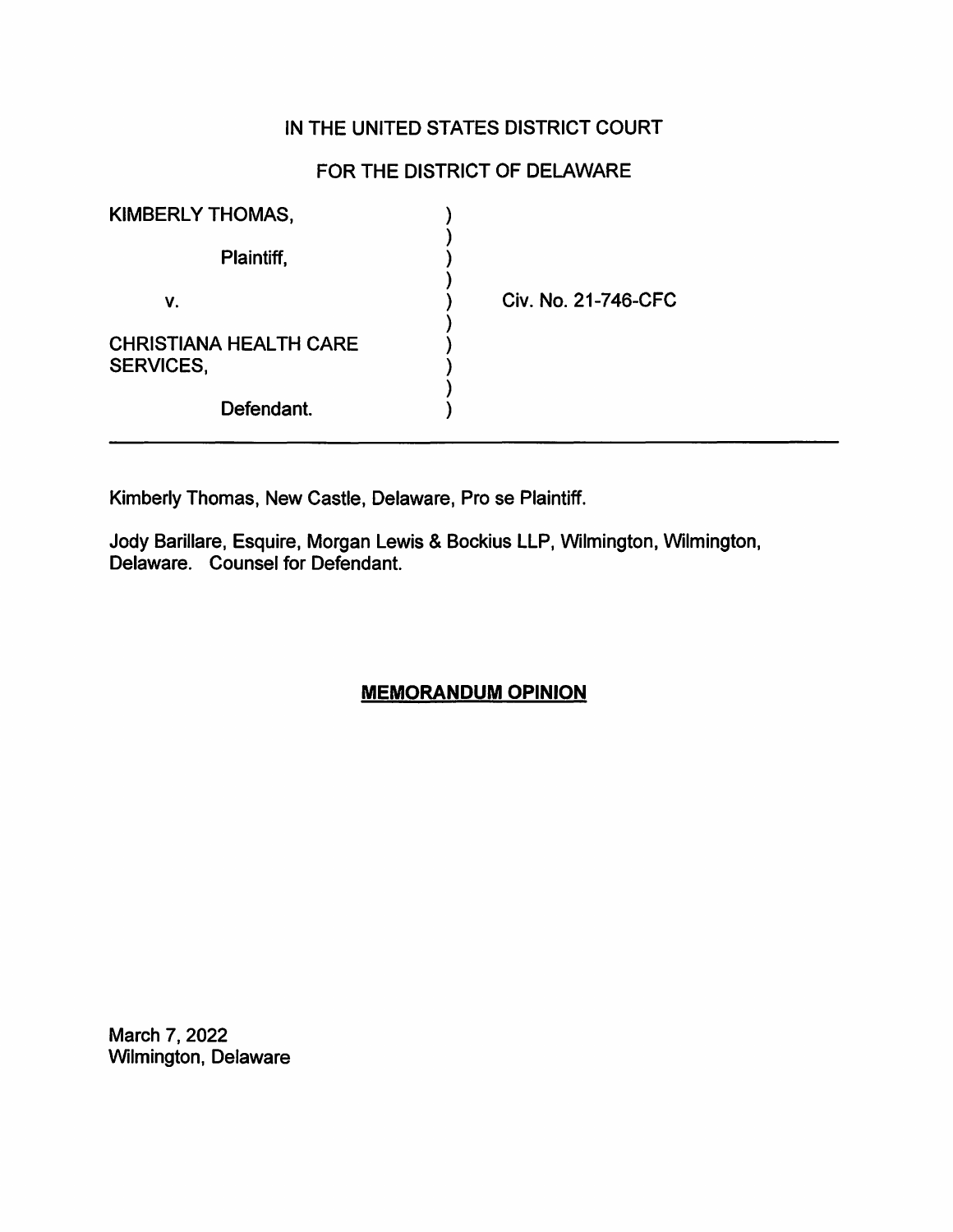IN THE UNITED STATES DISTRICT COURT

FOR THE DISTRICT OF DELAWARE

| | | |
|---|---|---|
| KIMBERLY THOMAS, | ) | |
| Plaintiff, | ) | |
| v. | ) | Civ. No. 21-746-CFC |
| CHRISTIANA HEALTH CARE SERVICES, | ) | |
| Defendant. | ) | |

---

Kimberly Thomas, New Castle, Delaware, Pro se Plaintiff.

Jody Barillare, Esquire, Morgan Lewis & Bockius LLP, Wilmington, Wilmington, Delaware. Counsel for Defendant.

## **MEMORANDUM OPINION**

March 7, 2022
Wilmington, Delaware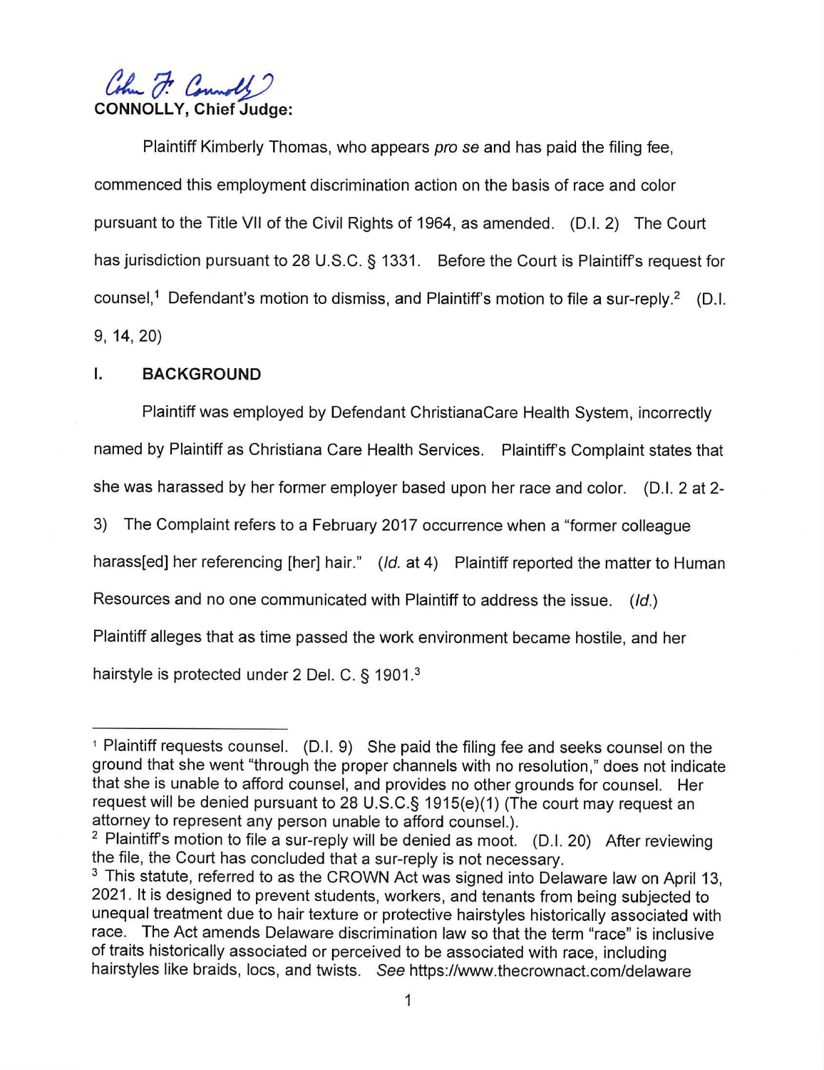Colm F. Connolly

**CONNOLLY, Chief Judge:**

Plaintiff Kimberly Thomas, who appears *pro se* and has paid the filing fee, commenced this employment discrimination action on the basis of race and color pursuant to the Title VII of the Civil Rights of 1964, as amended. (D.I. 2) The Court has jurisdiction pursuant to 28 U.S.C. § 1331. Before the Court is Plaintiff's request for counsel,[1] Defendant's motion to dismiss, and Plaintiff's motion to file a sur-reply.[2] (D.I. 9, 14, 20)

## I. BACKGROUND

Plaintiff was employed by Defendant ChristianaCare Health System, incorrectly named by Plaintiff as Christiana Care Health Services. Plaintiff's Complaint states that she was harassed by her former employer based upon her race and color. (D.I. 2 at 2-3) The Complaint refers to a February 2017 occurrence when a "former colleague harass[ed] her referencing [her] hair." (*Id.* at 4) Plaintiff reported the matter to Human Resources and no one communicated with Plaintiff to address the issue. (*Id.*) Plaintiff alleges that as time passed the work environment became hostile, and her hairstyle is protected under 2 Del. C. § 1901.[3]

---

[1] Plaintiff requests counsel. (D.I. 9) She paid the filing fee and seeks counsel on the ground that she went "through the proper channels with no resolution," does not indicate that she is unable to afford counsel, and provides no other grounds for counsel. Her request will be denied pursuant to 28 U.S.C.§ 1915(e)(1) (The court may request an attorney to represent any person unable to afford counsel.).

[2] Plaintiff's motion to file a sur-reply will be denied as moot. (D.I. 20) After reviewing the file, the Court has concluded that a sur-reply is not necessary.

[3] This statute, referred to as the CROWN Act was signed into Delaware law on April 13, 2021. It is designed to prevent students, workers, and tenants from being subjected to unequal treatment due to hair texture or protective hairstyles historically associated with race. The Act amends Delaware discrimination law so that the term "race" is inclusive of traits historically associated or perceived to be associated with race, including hairstyles like braids, locs, and twists. *See* https://www.thecrownact.com/delaware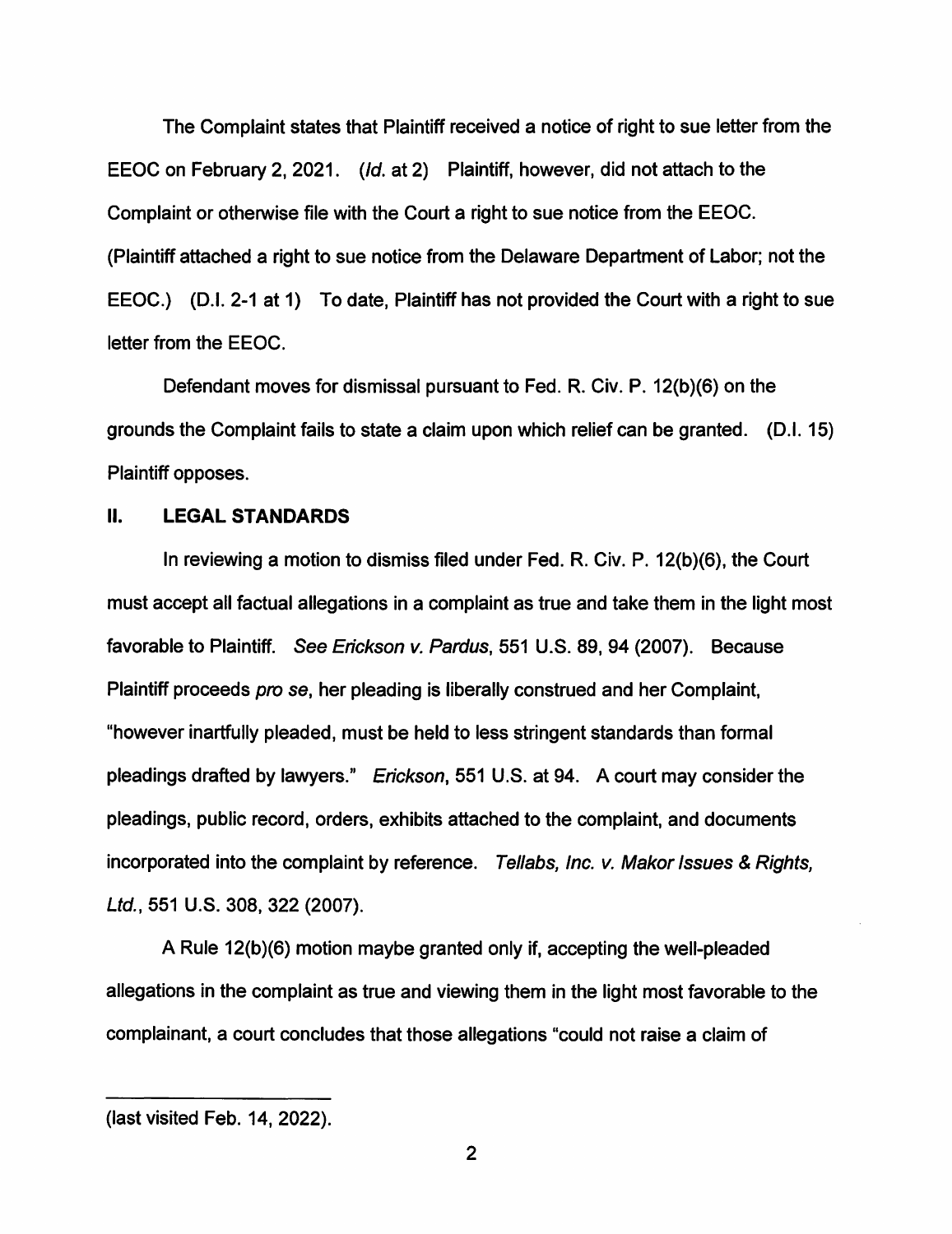The Complaint states that Plaintiff received a notice of right to sue letter from the EEOC on February 2, 2021. (*Id.* at 2) Plaintiff, however, did not attach to the Complaint or otherwise file with the Court a right to sue notice from the EEOC. (Plaintiff attached a right to sue notice from the Delaware Department of Labor; not the EEOC.) (D.I. 2-1 at 1) To date, Plaintiff has not provided the Court with a right to sue letter from the EEOC.

Defendant moves for dismissal pursuant to Fed. R. Civ. P. 12(b)(6) on the grounds the Complaint fails to state a claim upon which relief can be granted. (D.I. 15) Plaintiff opposes.

## II. LEGAL STANDARDS

In reviewing a motion to dismiss filed under Fed. R. Civ. P. 12(b)(6), the Court must accept all factual allegations in a complaint as true and take them in the light most favorable to Plaintiff. *See Erickson v. Pardus*, 551 U.S. 89, 94 (2007). Because Plaintiff proceeds *pro se*, her pleading is liberally construed and her Complaint, "however inartfully pleaded, must be held to less stringent standards than formal pleadings drafted by lawyers." *Erickson*, 551 U.S. at 94. A court may consider the pleadings, public record, orders, exhibits attached to the complaint, and documents incorporated into the complaint by reference. *Tellabs, Inc. v. Makor Issues & Rights, Ltd.*, 551 U.S. 308, 322 (2007).

A Rule 12(b)(6) motion maybe granted only if, accepting the well-pleaded allegations in the complaint as true and viewing them in the light most favorable to the complainant, a court concludes that those allegations "could not raise a claim of

---

(last visited Feb. 14, 2022).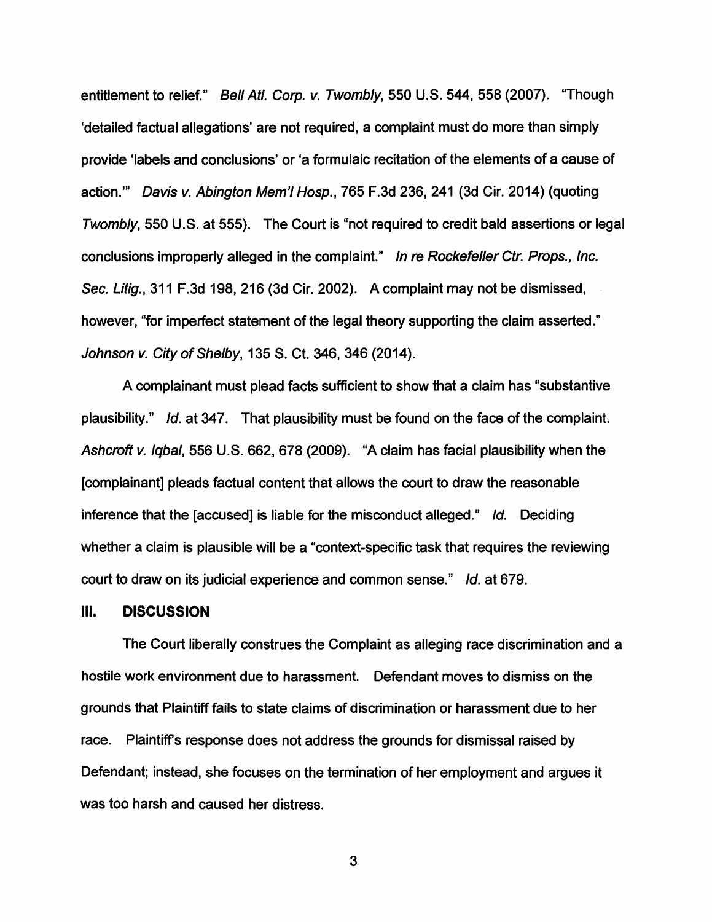entitlement to relief." *Bell Atl. Corp. v. Twombly*, 550 U.S. 544, 558 (2007). "Though 'detailed factual allegations' are not required, a complaint must do more than simply provide 'labels and conclusions' or 'a formulaic recitation of the elements of a cause of action.'" *Davis v. Abington Mem'l Hosp.*, 765 F.3d 236, 241 (3d Cir. 2014) (quoting *Twombly*, 550 U.S. at 555). The Court is "not required to credit bald assertions or legal conclusions improperly alleged in the complaint." *In re Rockefeller Ctr. Props., Inc. Sec. Litig.*, 311 F.3d 198, 216 (3d Cir. 2002). A complaint may not be dismissed, however, "for imperfect statement of the legal theory supporting the claim asserted." *Johnson v. City of Shelby*, 135 S. Ct. 346, 346 (2014).

A complainant must plead facts sufficient to show that a claim has "substantive plausibility." *Id.* at 347. That plausibility must be found on the face of the complaint. *Ashcroft v. Iqbal*, 556 U.S. 662, 678 (2009). "A claim has facial plausibility when the [complainant] pleads factual content that allows the court to draw the reasonable inference that the [accused] is liable for the misconduct alleged." *Id.* Deciding whether a claim is plausible will be a "context-specific task that requires the reviewing court to draw on its judicial experience and common sense." *Id.* at 679.

## III. DISCUSSION

The Court liberally construes the Complaint as alleging race discrimination and a hostile work environment due to harassment. Defendant moves to dismiss on the grounds that Plaintiff fails to state claims of discrimination or harassment due to her race. Plaintiff's response does not address the grounds for dismissal raised by Defendant; instead, she focuses on the termination of her employment and argues it was too harsh and caused her distress.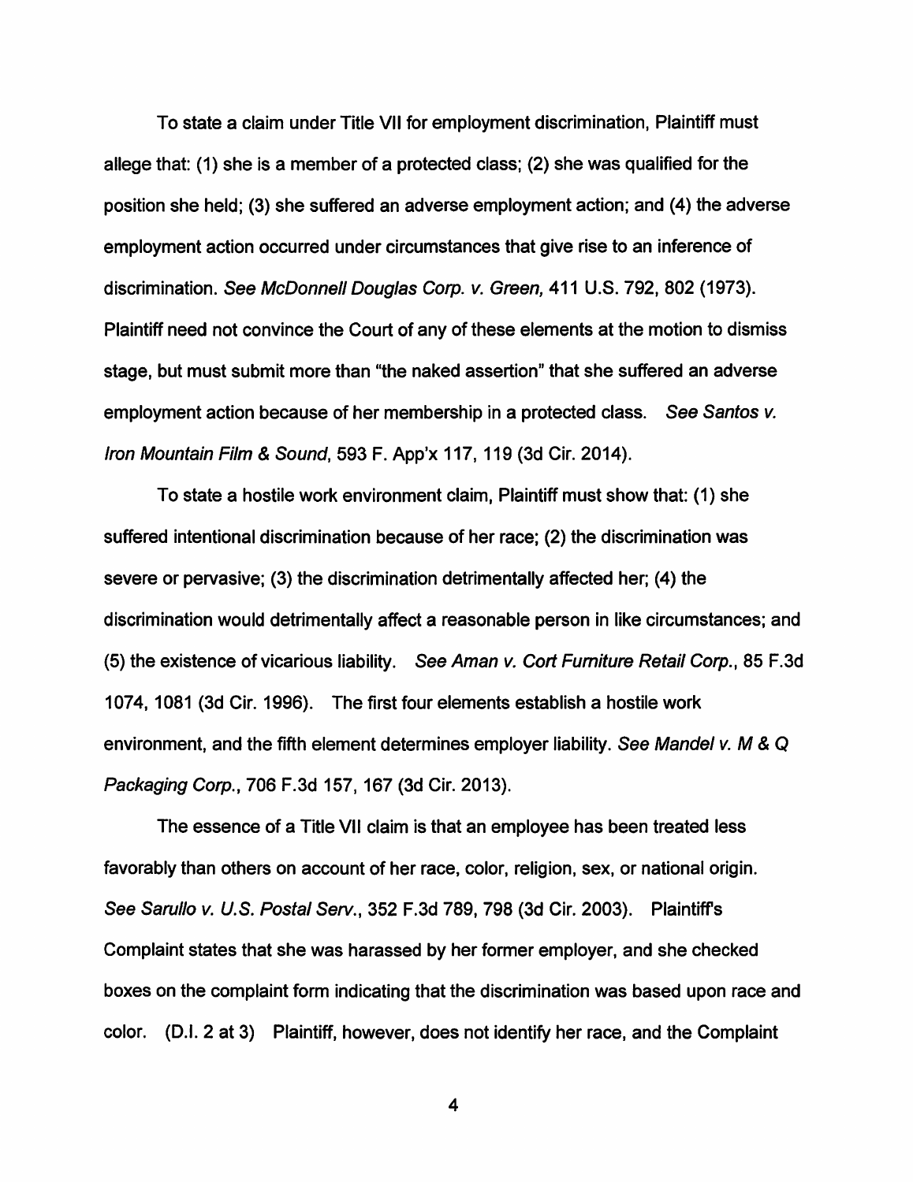To state a claim under Title VII for employment discrimination, Plaintiff must allege that: (1) she is a member of a protected class; (2) she was qualified for the position she held; (3) she suffered an adverse employment action; and (4) the adverse employment action occurred under circumstances that give rise to an inference of discrimination. *See McDonnell Douglas Corp. v. Green,* 411 U.S. 792, 802 (1973). Plaintiff need not convince the Court of any of these elements at the motion to dismiss stage, but must submit more than "the naked assertion" that she suffered an adverse employment action because of her membership in a protected class. *See Santos v. Iron Mountain Film & Sound*, 593 F. App'x 117, 119 (3d Cir. 2014).

To state a hostile work environment claim, Plaintiff must show that: (1) she suffered intentional discrimination because of her race; (2) the discrimination was severe or pervasive; (3) the discrimination detrimentally affected her; (4) the discrimination would detrimentally affect a reasonable person in like circumstances; and (5) the existence of vicarious liability. *See Aman v. Cort Furniture Retail Corp.*, 85 F.3d 1074, 1081 (3d Cir. 1996). The first four elements establish a hostile work environment, and the fifth element determines employer liability. *See Mandel v. M & Q Packaging Corp.*, 706 F.3d 157, 167 (3d Cir. 2013).

The essence of a Title VII claim is that an employee has been treated less favorably than others on account of her race, color, religion, sex, or national origin. *See Sarullo v. U.S. Postal Serv.*, 352 F.3d 789, 798 (3d Cir. 2003). Plaintiff's Complaint states that she was harassed by her former employer, and she checked boxes on the complaint form indicating that the discrimination was based upon race and color. (D.I. 2 at 3) Plaintiff, however, does not identify her race, and the Complaint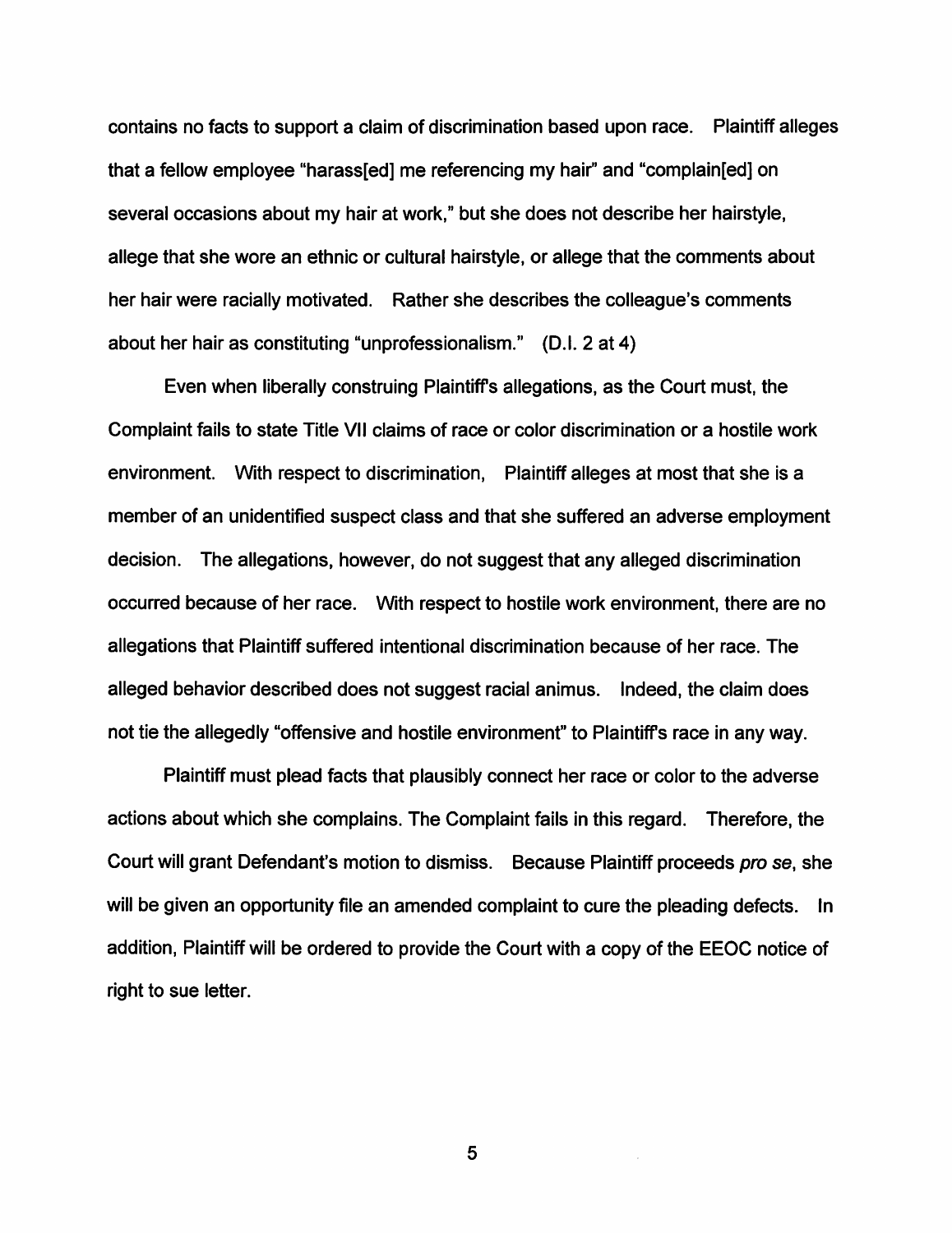contains no facts to support a claim of discrimination based upon race. Plaintiff alleges that a fellow employee "harass[ed] me referencing my hair" and "complain[ed] on several occasions about my hair at work," but she does not describe her hairstyle, allege that she wore an ethnic or cultural hairstyle, or allege that the comments about her hair were racially motivated. Rather she describes the colleague's comments about her hair as constituting "unprofessionalism." (D.I. 2 at 4)

Even when liberally construing Plaintiff's allegations, as the Court must, the Complaint fails to state Title VII claims of race or color discrimination or a hostile work environment. With respect to discrimination, Plaintiff alleges at most that she is a member of an unidentified suspect class and that she suffered an adverse employment decision. The allegations, however, do not suggest that any alleged discrimination occurred because of her race. With respect to hostile work environment, there are no allegations that Plaintiff suffered intentional discrimination because of her race. The alleged behavior described does not suggest racial animus. Indeed, the claim does not tie the allegedly "offensive and hostile environment" to Plaintiff's race in any way.

Plaintiff must plead facts that plausibly connect her race or color to the adverse actions about which she complains. The Complaint fails in this regard. Therefore, the Court will grant Defendant's motion to dismiss. Because Plaintiff proceeds *pro se*, she will be given an opportunity file an amended complaint to cure the pleading defects. In addition, Plaintiff will be ordered to provide the Court with a copy of the EEOC notice of right to sue letter.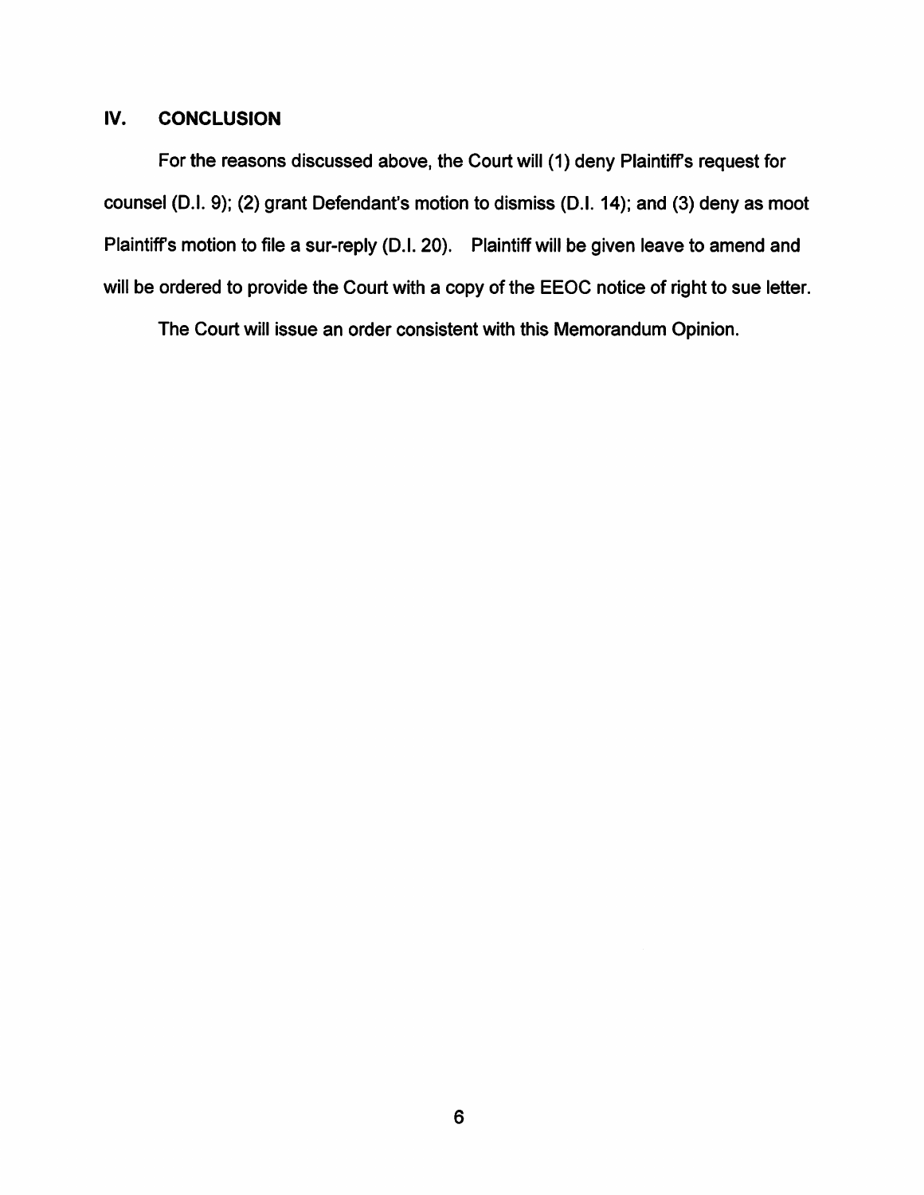## IV. CONCLUSION

For the reasons discussed above, the Court will (1) deny Plaintiff's request for counsel (D.I. 9); (2) grant Defendant's motion to dismiss (D.I. 14); and (3) deny as moot Plaintiff's motion to file a sur-reply (D.I. 20). Plaintiff will be given leave to amend and will be ordered to provide the Court with a copy of the EEOC notice of right to sue letter.

The Court will issue an order consistent with this Memorandum Opinion.